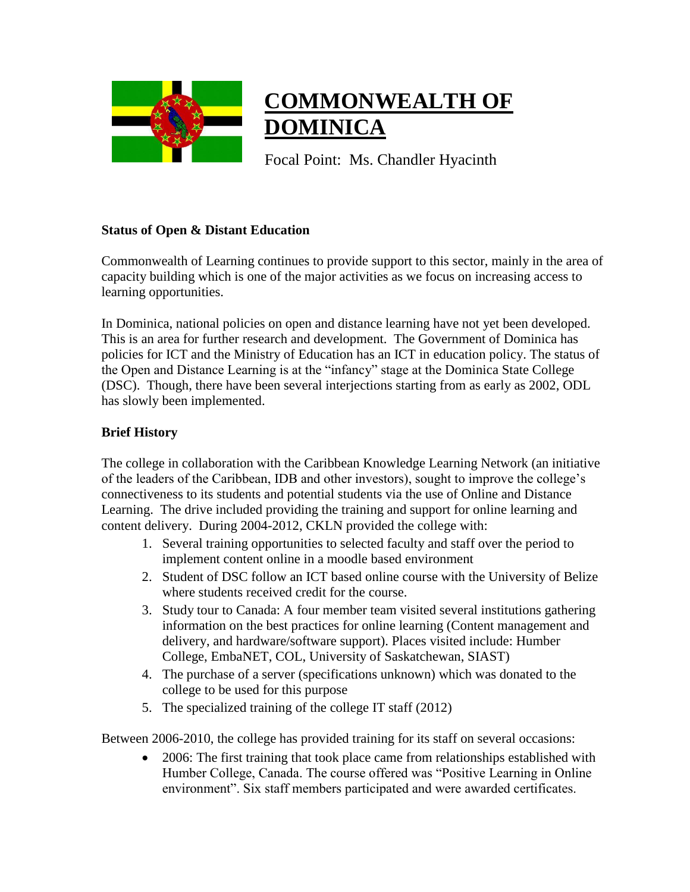# COMMONWEALTH OF DOMINICA

Focal Point: Ms. Chandler Hyacinth

**Status of Open & Distant Education**

Commonwealth of Learning continues to provide support to this sector, mainly in the area of capacity building which is one of the major activities as we focus on increasing access to learning opportunities.

In Dominica, national policies on open and distance learning have not yet been developed. This is an area for further research and development. The Government of Dominica has policies for ICT and the Ministry of Education has an ICT in education policy. The status of the Open and Distance Learning is at the "infancy" stage at the Dominica State College (DSC). Though, there have been several interjections starting from as early as 2002, ODL has slowly been implemented.

**Brief History**

The college in collaboration with the Caribbean Knowledge Learning Network (an initiative of the leaders of the Caribbean, IDB and other investors), sought to improve the college's connectiveness to its students and potential students via the use of Online and Distance Learning. The drive included providing the training and support for online learning and content delivery. During 2004-2012, CKLN provided the college with:

1. Several training opportunities to selected faculty and staff over the period to implement content online in a moodle based environment
2. Student of DSC follow an ICT based online course with the University of Belize where students received credit for the course.
3. Study tour to Canada: A four member team visited several institutions gathering information on the best practices for online learning (Content management and delivery, and hardware/software support). Places visited include: Humber College, EmbaNET, COL, University of Saskatchewan, SIAST)
4. The purchase of a server (specifications unknown) which was donated to the college to be used for this purpose
5. The specialized training of the college IT staff (2012)

Between 2006-2010, the college has provided training for its staff on several occasions:

- 2006: The first training that took place came from relationships established with Humber College, Canada. The course offered was "Positive Learning in Online environment". Six staff members participated and were awarded certificates.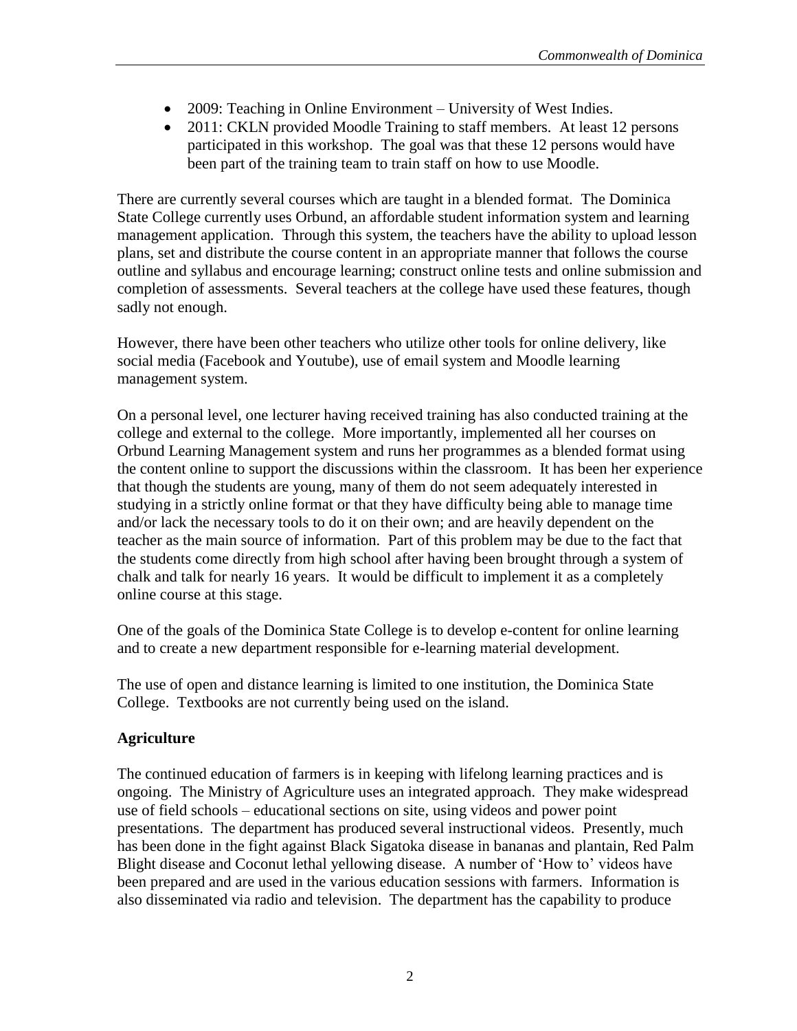- 2009: Teaching in Online Environment – University of West Indies.
- 2011: CKLN provided Moodle Training to staff members. At least 12 persons participated in this workshop. The goal was that these 12 persons would have been part of the training team to train staff on how to use Moodle.

There are currently several courses which are taught in a blended format. The Dominica State College currently uses Orbund, an affordable student information system and learning management application. Through this system, the teachers have the ability to upload lesson plans, set and distribute the course content in an appropriate manner that follows the course outline and syllabus and encourage learning; construct online tests and online submission and completion of assessments. Several teachers at the college have used these features, though sadly not enough.

However, there have been other teachers who utilize other tools for online delivery, like social media (Facebook and Youtube), use of email system and Moodle learning management system.

On a personal level, one lecturer having received training has also conducted training at the college and external to the college. More importantly, implemented all her courses on Orbund Learning Management system and runs her programmes as a blended format using the content online to support the discussions within the classroom. It has been her experience that though the students are young, many of them do not seem adequately interested in studying in a strictly online format or that they have difficulty being able to manage time and/or lack the necessary tools to do it on their own; and are heavily dependent on the teacher as the main source of information. Part of this problem may be due to the fact that the students come directly from high school after having been brought through a system of chalk and talk for nearly 16 years. It would be difficult to implement it as a completely online course at this stage.

One of the goals of the Dominica State College is to develop e-content for online learning and to create a new department responsible for e-learning material development.

The use of open and distance learning is limited to one institution, the Dominica State College. Textbooks are not currently being used on the island.

**Agriculture**

The continued education of farmers is in keeping with lifelong learning practices and is ongoing. The Ministry of Agriculture uses an integrated approach. They make widespread use of field schools – educational sections on site, using videos and power point presentations. The department has produced several instructional videos. Presently, much has been done in the fight against Black Sigatoka disease in bananas and plantain, Red Palm Blight disease and Coconut lethal yellowing disease. A number of 'How to' videos have been prepared and are used in the various education sessions with farmers. Information is also disseminated via radio and television. The department has the capability to produce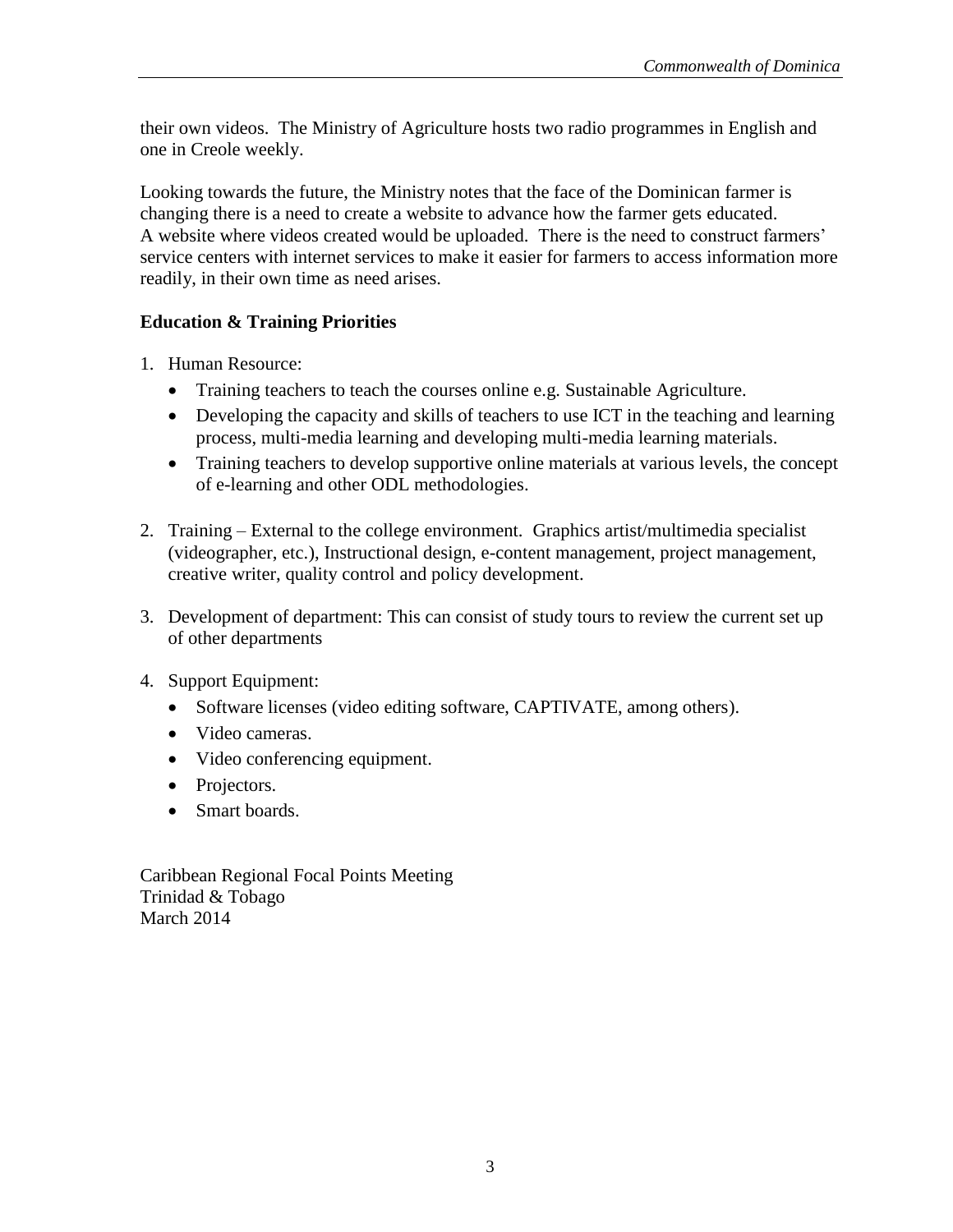their own videos. The Ministry of Agriculture hosts two radio programmes in English and one in Creole weekly.

Looking towards the future, the Ministry notes that the face of the Dominican farmer is changing there is a need to create a website to advance how the farmer gets educated. A website where videos created would be uploaded. There is the need to construct farmers' service centers with internet services to make it easier for farmers to access information more readily, in their own time as need arises.

**Education & Training Priorities**

1. Human Resource:
   - Training teachers to teach the courses online e.g. Sustainable Agriculture.
   - Developing the capacity and skills of teachers to use ICT in the teaching and learning process, multi-media learning and developing multi-media learning materials.
   - Training teachers to develop supportive online materials at various levels, the concept of e-learning and other ODL methodologies.

2. Training – External to the college environment. Graphics artist/multimedia specialist (videographer, etc.), Instructional design, e-content management, project management, creative writer, quality control and policy development.

3. Development of department: This can consist of study tours to review the current set up of other departments

4. Support Equipment:
   - Software licenses (video editing software, CAPTIVATE, among others).
   - Video cameras.
   - Video conferencing equipment.
   - Projectors.
   - Smart boards.

Caribbean Regional Focal Points Meeting
Trinidad & Tobago
March 2014